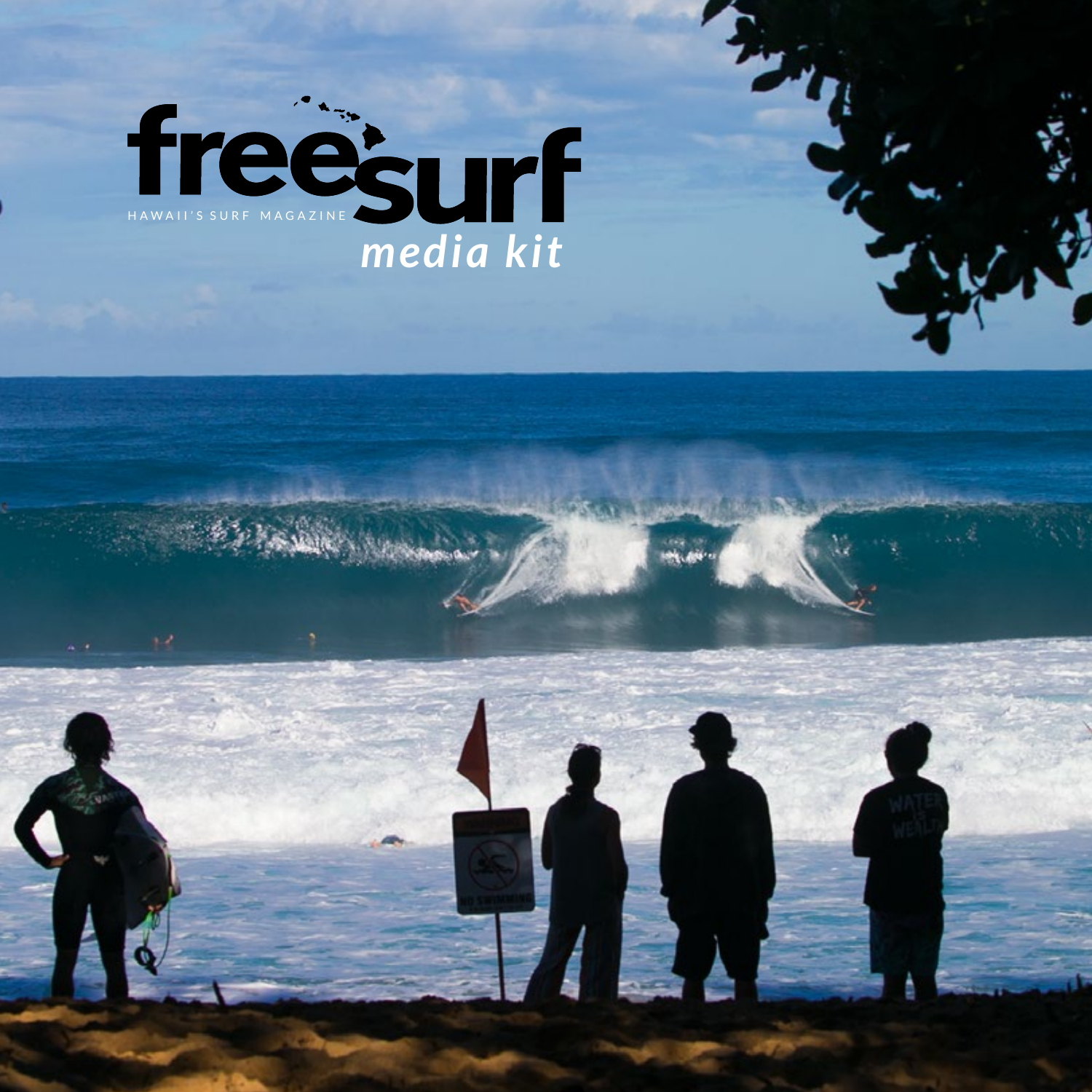# freesurf

HAWAII'S SURF MAGAZINE

*media kit*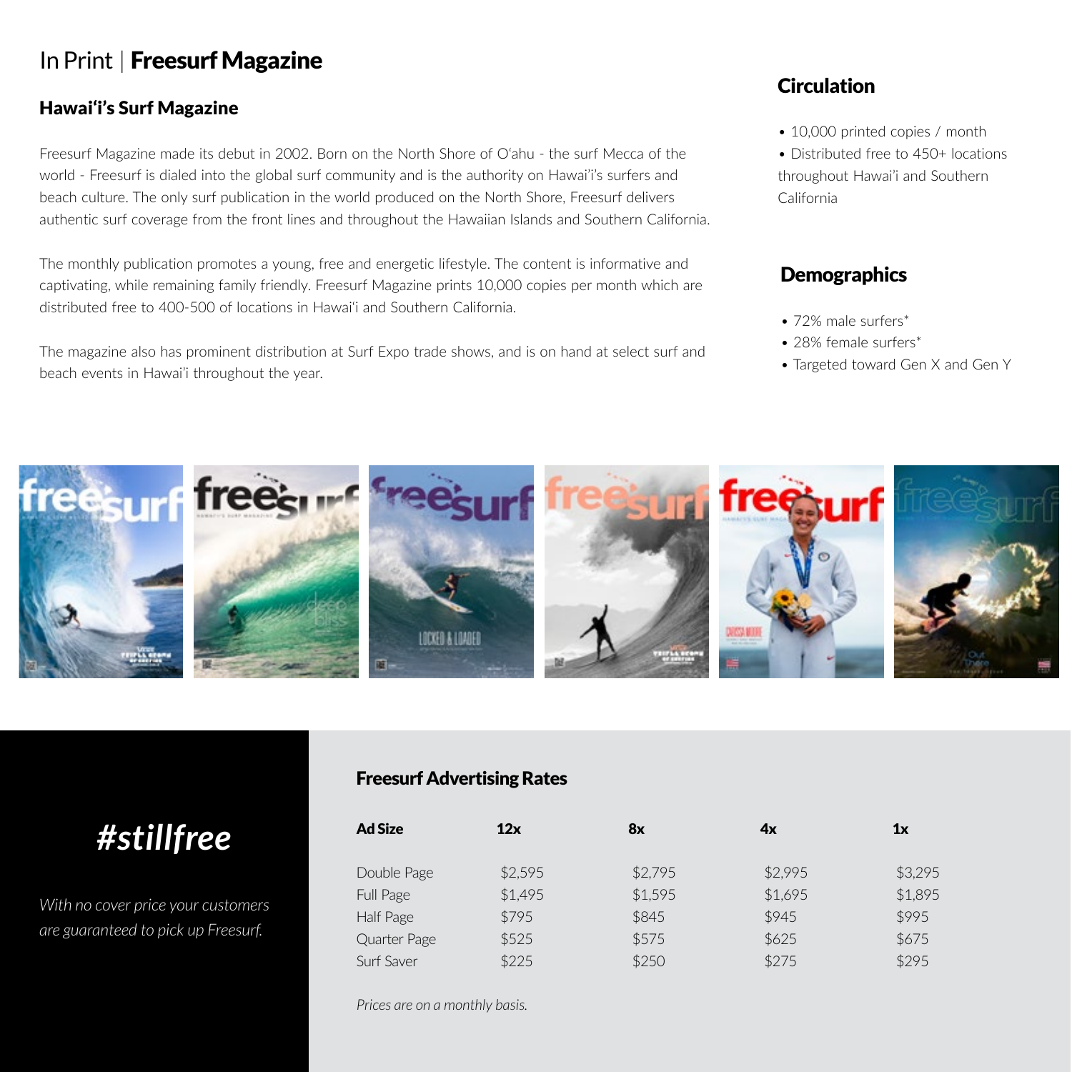# In Print | **Freesurf Magazine**

## Hawai'i's Surf Magazine

Freesurf Magazine made its debut in 2002. Born on the North Shore of O'ahu - the surf Mecca of the world - Freesurf is dialed into the global surf community and is the authority on Hawai'i's surfers and beach culture. The only surf publication in the world produced on the North Shore, Freesurf delivers authentic surf coverage from the front lines and throughout the Hawaiian Islands and Southern California.

The monthly publication promotes a young, free and energetic lifestyle. The content is informative and captivating, while remaining family friendly. Freesurf Magazine prints 10,000 copies per month which are distributed free to 400-500 of locations in Hawai'i and Southern California.

The magazine also has prominent distribution at Surf Expo trade shows, and is on hand at select surf and beach events in Hawai'i throughout the year.

## Circulation

- 10,000 printed copies / month
- Distributed free to 450+ locations throughout Hawai'i and Southern California

## Demographics

- 72% male surfers*
- 28% female surfers*
- Targeted toward Gen X and Gen Y

# #stillfree

*With no cover price your customers are guaranteed to pick up Freesurf.*

## Freesurf Advertising Rates

| Ad Size | 12x | 8x | 4x | 1x |
|---|---|---|---|---|
| Double Page | $2,595 | $2,795 | $2,995 | $3,295 |
| Full Page | $1,495 | $1,595 | $1,695 | $1,895 |
| Half Page | $795 | $845 | $945 | $995 |
| Quarter Page | $525 | $575 | $625 | $675 |
| Surf Saver | $225 | $250 | $275 | $295 |

*Prices are on a monthly basis.*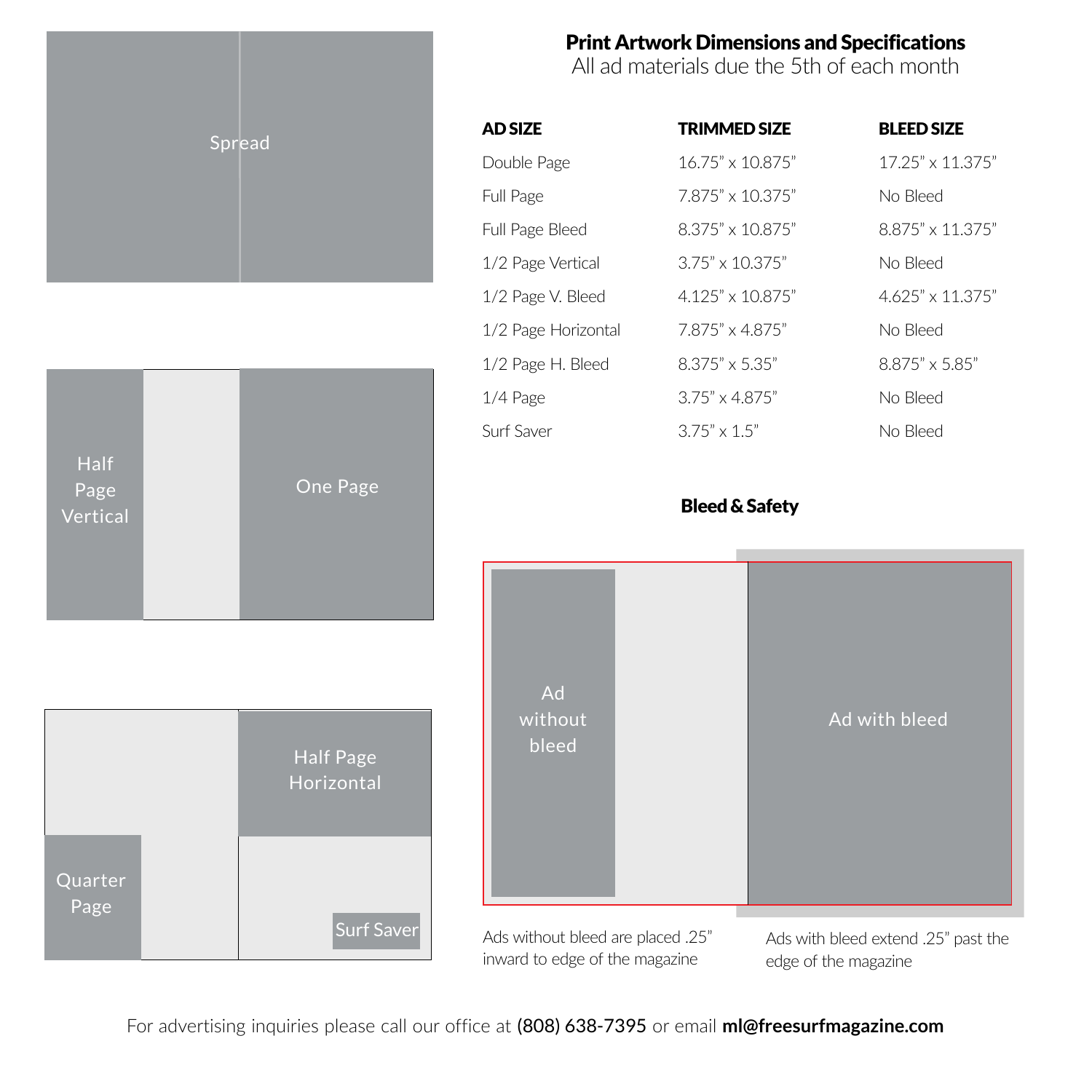## Print Artwork Dimensions and Specifications

All ad materials due the 5th of each month

| AD SIZE | TRIMMED SIZE | BLEED SIZE |
|---|---|---|
| Double Page | 16.75" x 10.875" | 17.25" x 11.375" |
| Full Page | 7.875" x 10.375" | No Bleed |
| Full Page Bleed | 8.375" x 10.875" | 8.875" x 11.375" |
| 1/2 Page Vertical | 3.75" x 10.375" | No Bleed |
| 1/2 Page V. Bleed | 4.125" x 10.875" | 4.625" x 11.375" |
| 1/2 Page Horizontal | 7.875" x 4.875" | No Bleed |
| 1/2 Page H. Bleed | 8.375" x 5.35" | 8.875" x 5.85" |
| 1/4 Page | 3.75" x 4.875" | No Bleed |
| Surf Saver | 3.75" x 1.5" | No Bleed |

Spread

Half Page Vertical

One Page

Half Page Horizontal

Quarter Page

Surf Saver

### Bleed & Safety

Ad without bleed

Ad with bleed

Ads without bleed are placed .25" inward to edge of the magazine

Ads with bleed extend .25" past the edge of the magazine

For advertising inquiries please call our office at **(808) 638-7395** or email **ml@freesurfmagazine.com**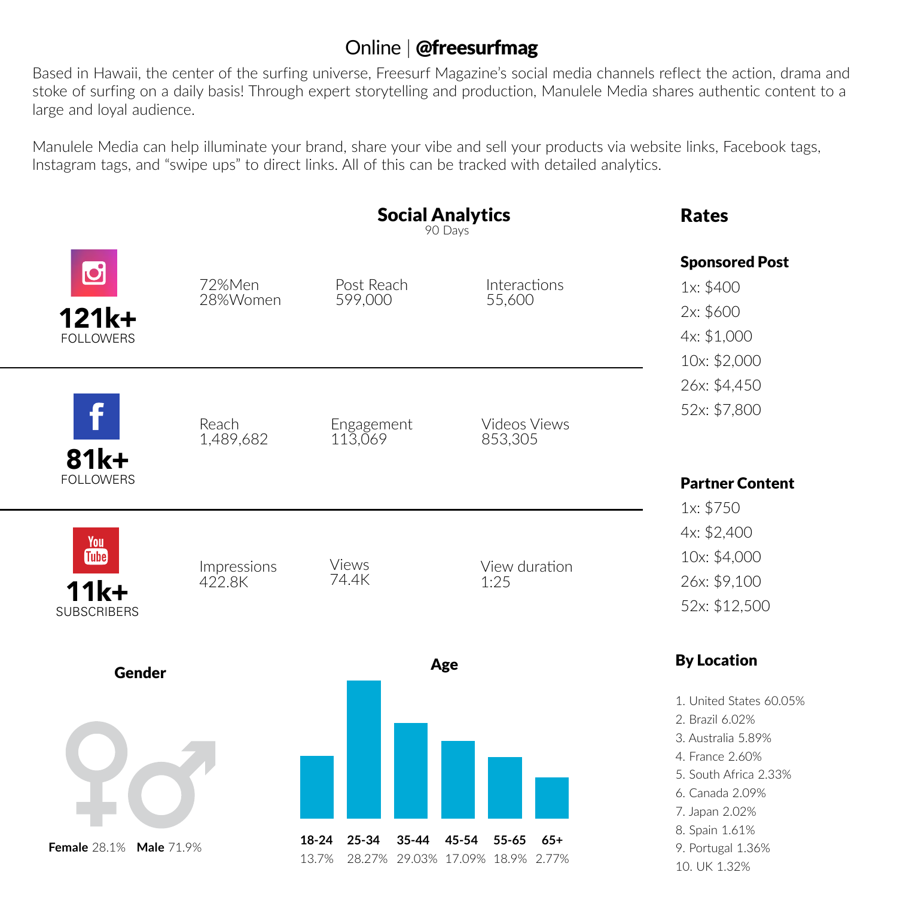# Online | **@freesurfmag**

Based in Hawaii, the center of the surfing universe, Freesurf Magazine's social media channels reflect the action, drama and stoke of surfing on a daily basis! Through expert storytelling and production, Manulele Media shares authentic content to a large and loyal audience.

Manulele Media can help illuminate your brand, share your vibe and sell your products via website links, Facebook tags, Instagram tags, and "swipe ups" to direct links. All of this can be tracked with detailed analytics.

## Social Analytics

90 Days

| Platform | | | |
|---|---|---|---|
| **121k+** FOLLOWERS (Instagram) | 72%Men 28%Women | Post Reach 599,000 | Interactions 55,600 |
| **81k+** FOLLOWERS (Facebook) | Reach 1,489,682 | Engagement 113,069 | Videos Views 853,305 |
| **11k+** SUBSCRIBERS (YouTube) | Impressions 422.8K | Views 74.4K | View duration 1:25 |

## Rates

### Sponsored Post

- 1x: $400
- 2x: $600
- 4x: $1,000
- 10x: $2,000
- 26x: $4,450
- 52x: $7,800

### Partner Content

- 1x: $750
- 4x: $2,400
- 10x: $4,000
- 26x: $9,100
- 52x: $12,500

### Gender

**Female** 28.1% **Male** 71.9%

### Age

| 18-24 | 25-34 | 35-44 | 45-54 | 55-65 | 65+ |
|---|---|---|---|---|---|
| 13.7% | 28.27% | 29.03% | 17.09% | 18.9% | 2.77% |

### By Location

1. United States 60.05%
2. Brazil 6.02%
3. Australia 5.89%
4. France 2.60%
5. South Africa 2.33%
6. Canada 2.09%
7. Japan 2.02%
8. Spain 1.61%
9. Portugal 1.36%
10. UK 1.32%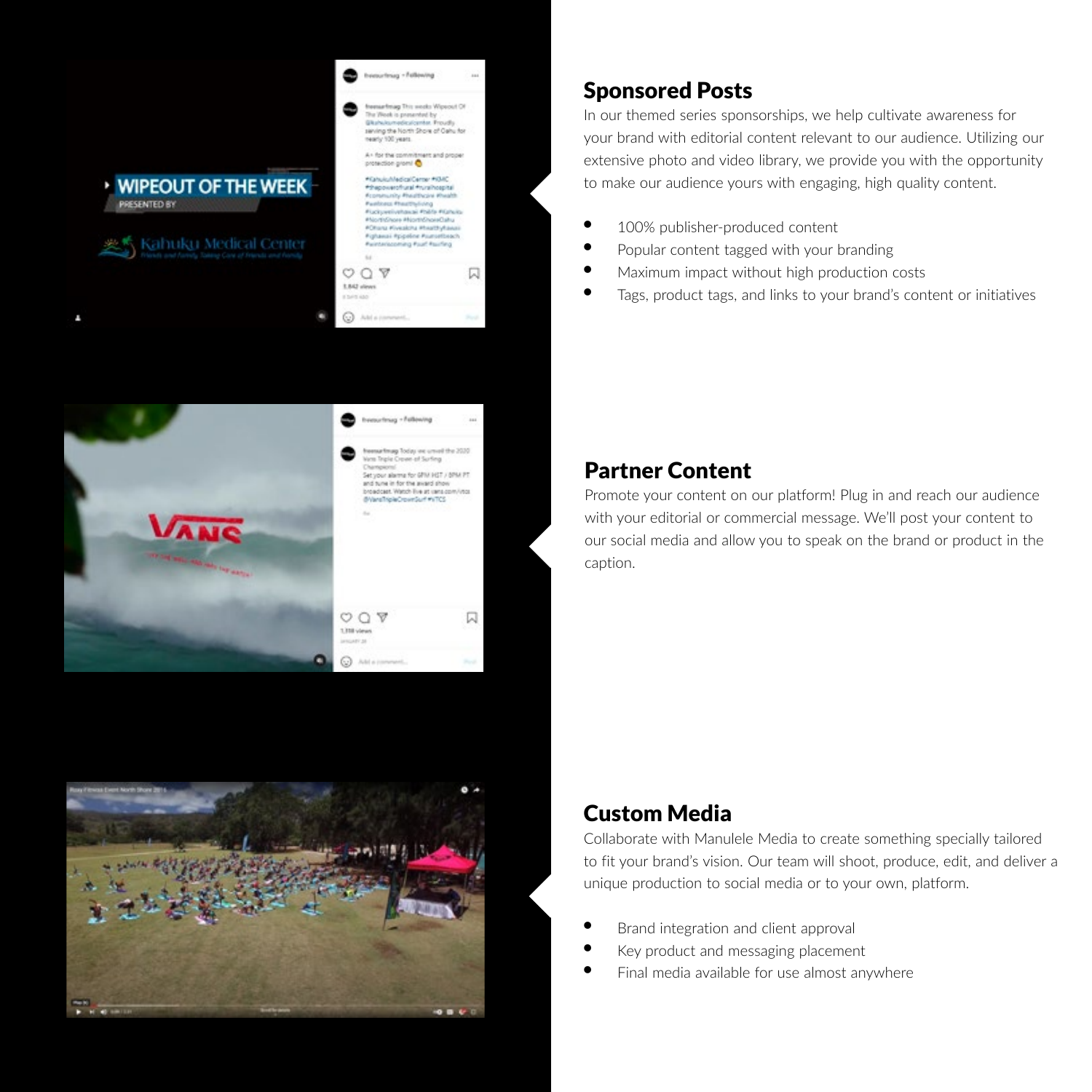## Sponsored Posts

In our themed series sponsorships, we help cultivate awareness for your brand with editorial content relevant to our audience. Utilizing our extensive photo and video library, we provide you with the opportunity to make our audience yours with engaging, high quality content.

- 100% publisher-produced content
- Popular content tagged with your branding
- Maximum impact without high production costs
- Tags, product tags, and links to your brand's content or initiatives

## Partner Content

Promote your content on our platform! Plug in and reach our audience with your editorial or commercial message. We'll post your content to our social media and allow you to speak on the brand or product in the caption.

## Custom Media

Collaborate with Manulele Media to create something specially tailored to fit your brand's vision. Our team will shoot, produce, edit, and deliver a unique production to social media or to your own, platform.

- Brand integration and client approval
- Key product and messaging placement
- Final media available for use almost anywhere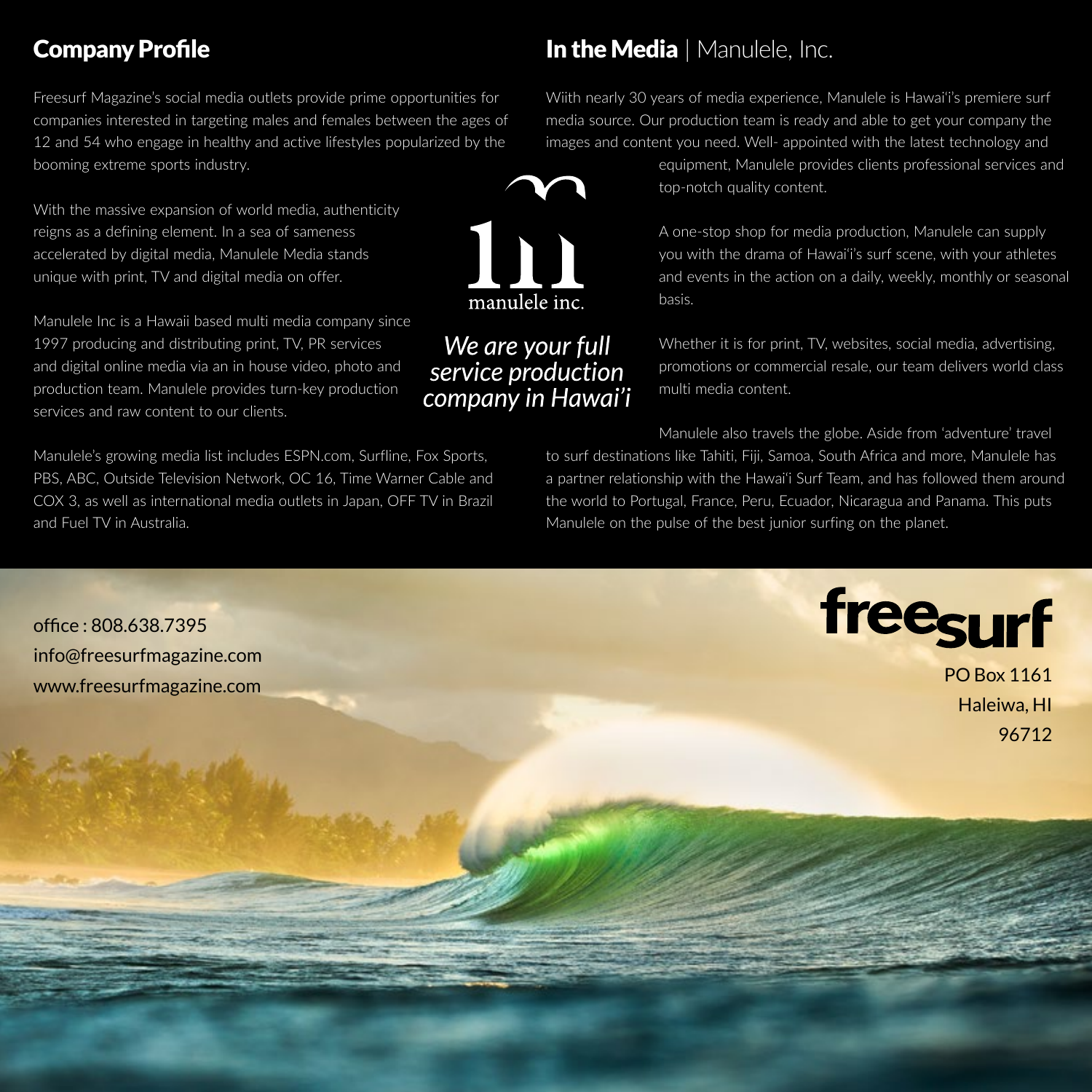## Company Profile

Freesurf Magazine's social media outlets provide prime opportunities for companies interested in targeting males and females between the ages of 12 and 54 who engage in healthy and active lifestyles popularized by the booming extreme sports industry.

With the massive expansion of world media, authenticity reigns as a defining element. In a sea of sameness accelerated by digital media, Manulele Media stands unique with print, TV and digital media on offer.

Manulele Inc is a Hawaii based multi media company since 1997 producing and distributing print, TV, PR services and digital online media via an in house video, photo and production team. Manulele provides turn-key production services and raw content to our clients.

Manulele's growing media list includes ESPN.com, Surfline, Fox Sports, PBS, ABC, Outside Television Network, OC 16, Time Warner Cable and COX 3, as well as international media outlets in Japan, OFF TV in Brazil and Fuel TV in Australia.

manulele inc.

*We are your full service production company in Hawai'i*

## In the Media | Manulele, Inc.

Wiith nearly 30 years of media experience, Manulele is Hawai'i's premiere surf media source. Our production team is ready and able to get your company the images and content you need. Well- appointed with the latest technology and equipment, Manulele provides clients professional services and top-notch quality content.

A one-stop shop for media production, Manulele can supply you with the drama of Hawai'i's surf scene, with your athletes and events in the action on a daily, weekly, monthly or seasonal basis.

Whether it is for print, TV, websites, social media, advertising, promotions or commercial resale, our team delivers world class multi media content.

Manulele also travels the globe. Aside from 'adventure' travel to surf destinations like Tahiti, Fiji, Samoa, South Africa and more, Manulele has a partner relationship with the Hawai'i Surf Team, and has followed them around the world to Portugal, France, Peru, Ecuador, Nicaragua and Panama. This puts Manulele on the pulse of the best junior surfing on the planet.

office : 808.638.7395
info@freesurfmagazine.com
www.freesurfmagazine.com

freesurf

PO Box 1161
Haleiwa, HI
96712